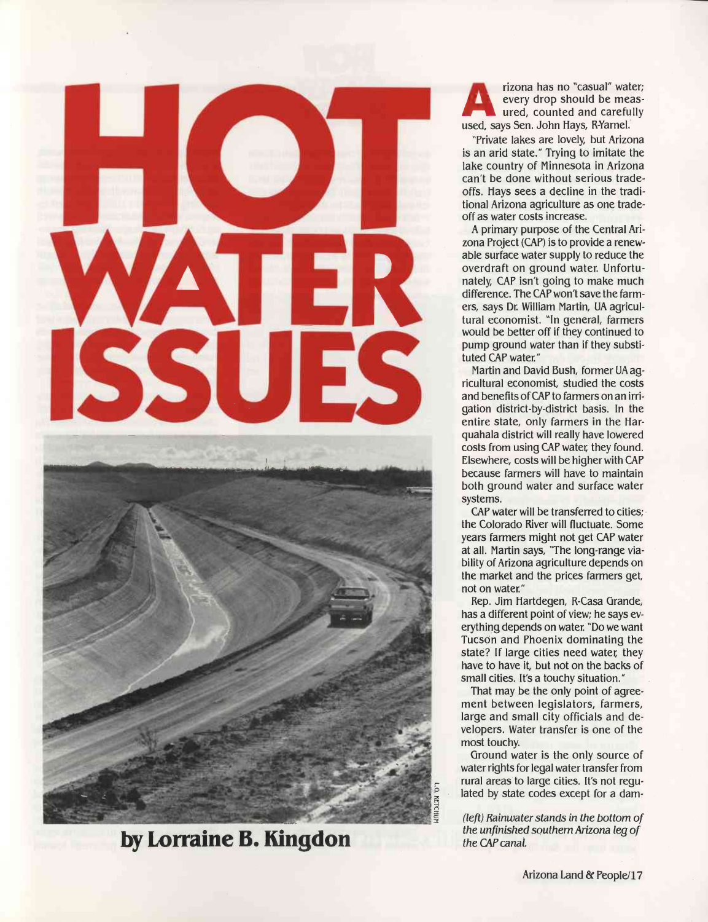# HOT WATER ISSUES

**by Lorraine B. Kingdon**

Arizona has no "casual" water; every drop should be measured, counted and carefully used, says Sen. John Hays, R-Yarnel.

"Private lakes are lovely, but Arizona is an arid state." Trying to imitate the lake country of Minnesota in Arizona can't be done without serious tradeoffs. Hays sees a decline in the traditional Arizona agriculture as one tradeoff as water costs increase.

A primary purpose of the Central Arizona Project (CAP) is to provide a renewable surface water supply to reduce the overdraft on ground water. Unfortunately, CAP isn't going to make much difference. The CAP won't save the farmers, says Dr. William Martin, UA agricultural economist. "In general, farmers would be better off if they continued to pump ground water than if they substituted CAP water."

Martin and David Bush, former UA agricultural economist, studied the costs and benefits of CAP to farmers on an irrigation district-by-district basis. In the entire state, only farmers in the Harquahala district will really have lowered costs from using CAP water, they found. Elsewhere, costs will be higher with CAP because farmers will have to maintain both ground water and surface water systems.

CAP water will be transferred to cities; the Colorado River will fluctuate. Some years farmers might not get CAP water at all. Martin says, "The long-range viability of Arizona agriculture depends on the market and the prices farmers get, not on water."

Rep. Jim Hartdegen, R-Casa Grande, has a different point of view; he says everything depends on water. "Do we want Tucson and Phoenix dominating the state? If large cities need water, they have to have it, but not on the backs of small cities. It's a touchy situation."

That may be the only point of agreement between legislators, farmers, large and small city officials and developers. Water transfer is one of the most touchy.

Ground water is the only source of water rights for legal water transfer from rural areas to large cities. It's not regulated by state codes except for a dam-

*(left) Rainwater stands in the bottom of the unfinished southern Arizona leg of the CAP canal.*

L.G. KETCHUM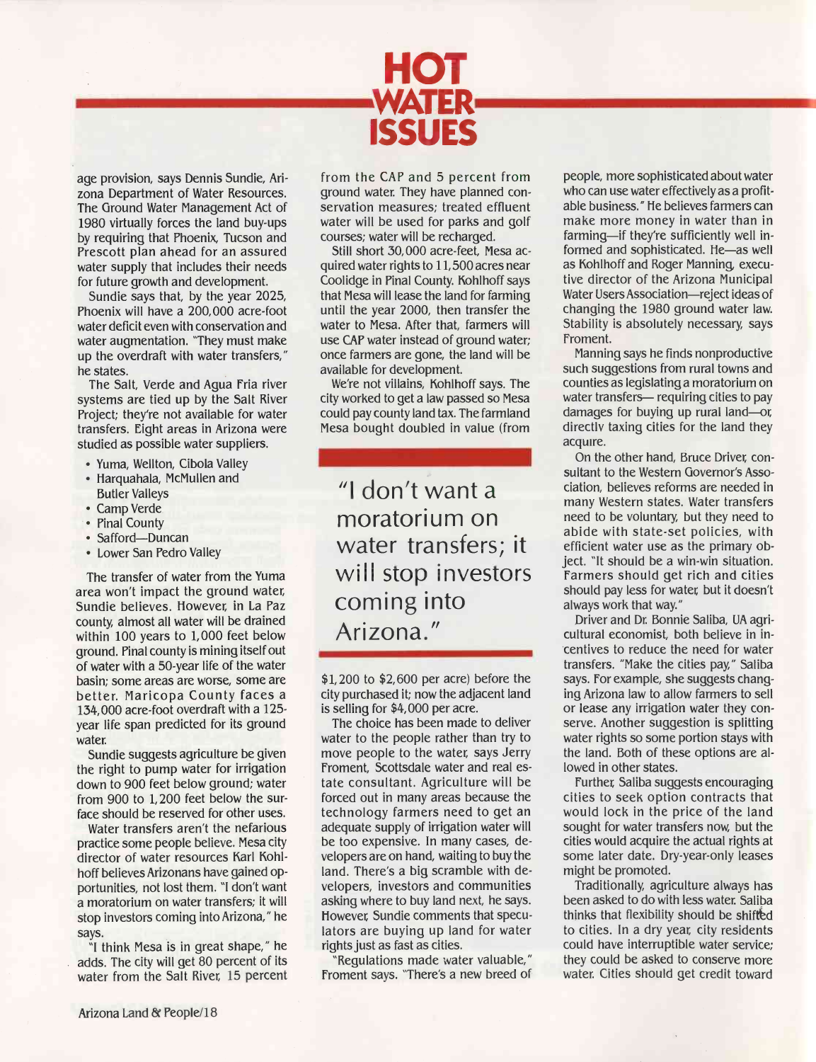# HOT WATER ISSUES

age provision, says Dennis Sundie, Arizona Department of Water Resources. The Ground Water Management Act of 1980 virtually forces the land buy-ups by requiring that Phoenix, Tucson and Prescott plan ahead for an assured water supply that includes their needs for future growth and development.

Sundie says that, by the year 2025, Phoenix will have a 200,000 acre-foot water deficit even with conservation and water augmentation. "They must make up the overdraft with water transfers," he states.

The Salt, Verde and Agua Fria river systems are tied up by the Salt River Project; they're not available for water transfers. Eight areas in Arizona were studied as possible water suppliers.

- Yuma, Wellton, Cibola Valley
- Harquahala, McMullen and Butler Valleys
- Camp Verde
- Pinal County
- Safford—Duncan
- Lower San Pedro Valley

The transfer of water from the Yuma area won't impact the ground water, Sundie believes. However, in La Paz county, almost all water will be drained within 100 years to 1,000 feet below ground. Pinal county is mining itself out of water with a 50-year life of the water basin; some areas are worse, some are better. Maricopa County faces a 134,000 acre-foot overdraft with a 125-year life span predicted for its ground water.

Sundie suggests agriculture be given the right to pump water for irrigation down to 900 feet below ground; water from 900 to 1,200 feet below the surface should be reserved for other uses.

Water transfers aren't the nefarious practice some people believe. Mesa city director of water resources Karl Kohlhoff believes Arizonans have gained opportunities, not lost them. "I don't want a moratorium on water transfers; it will stop investors coming into Arizona," he says.

"I think Mesa is in great shape," he adds. The city will get 80 percent of its water from the Salt River, 15 percent from the CAP and 5 percent from ground water. They have planned conservation measures; treated effluent water will be used for parks and golf courses; water will be recharged.

Still short 30,000 acre-feet, Mesa acquired water rights to 11,500 acres near Coolidge in Pinal County. Kohlhoff says that Mesa will lease the land for farming until the year 2000, then transfer the water to Mesa. After that, farmers will use CAP water instead of ground water; once farmers are gone, the land will be available for development.

We're not villains, Kohlhoff says. The city worked to get a law passed so Mesa could pay county land tax. The farmland Mesa bought doubled in value (from $1,200 to $2,600 per acre) before the city purchased it; now the adjacent land is selling for $4,000 per acre.

> "I don't want a moratorium on water transfers; it will stop investors coming into Arizona."

The choice has been made to deliver water to the people rather than try to move people to the water, says Jerry Froment, Scottsdale water and real estate consultant. Agriculture will be forced out in many areas because the technology farmers need to get an adequate supply of irrigation water will be too expensive. In many cases, developers are on hand, waiting to buy the land. There's a big scramble with developers, investors and communities asking where to buy land next, he says. However, Sundie comments that speculators are buying up land for water rights just as fast as cities.

"Regulations made water valuable," Froment says. "There's a new breed of people, more sophisticated about water who can use water effectively as a profitable business." He believes farmers can make more money in water than in farming—if they're sufficiently well informed and sophisticated. He—as well as Kohlhoff and Roger Manning, executive director of the Arizona Municipal Water Users Association—reject ideas of changing the 1980 ground water law. Stability is absolutely necessary, says Froment.

Manning says he finds nonproductive such suggestions from rural towns and counties as legislating a moratorium on water transfers— requiring cities to pay damages for buying up rural land—or, directly taxing cities for the land they acquire.

On the other hand, Bruce Driver, consultant to the Western Governor's Association, believes reforms are needed in many Western states. Water transfers need to be voluntary, but they need to abide with state-set policies, with efficient water use as the primary object. "It should be a win-win situation. Farmers should get rich and cities should pay less for water, but it doesn't always work that way."

Driver and Dr. Bonnie Saliba, UA agricultural economist, both believe in incentives to reduce the need for water transfers. "Make the cities pay," Saliba says. For example, she suggests changing Arizona law to allow farmers to sell or lease any irrigation water they conserve. Another suggestion is splitting water rights so some portion stays with the land. Both of these options are allowed in other states.

Further, Saliba suggests encouraging cities to seek option contracts that would lock in the price of the land sought for water transfers now, but the cities would acquire the actual rights at some later date. Dry-year-only leases might be promoted.

Traditionally, agriculture always has been asked to do with less water. Saliba thinks that flexibility should be shifted to cities. In a dry year, city residents could have interruptible water service; they could be asked to conserve more water. Cities should get credit toward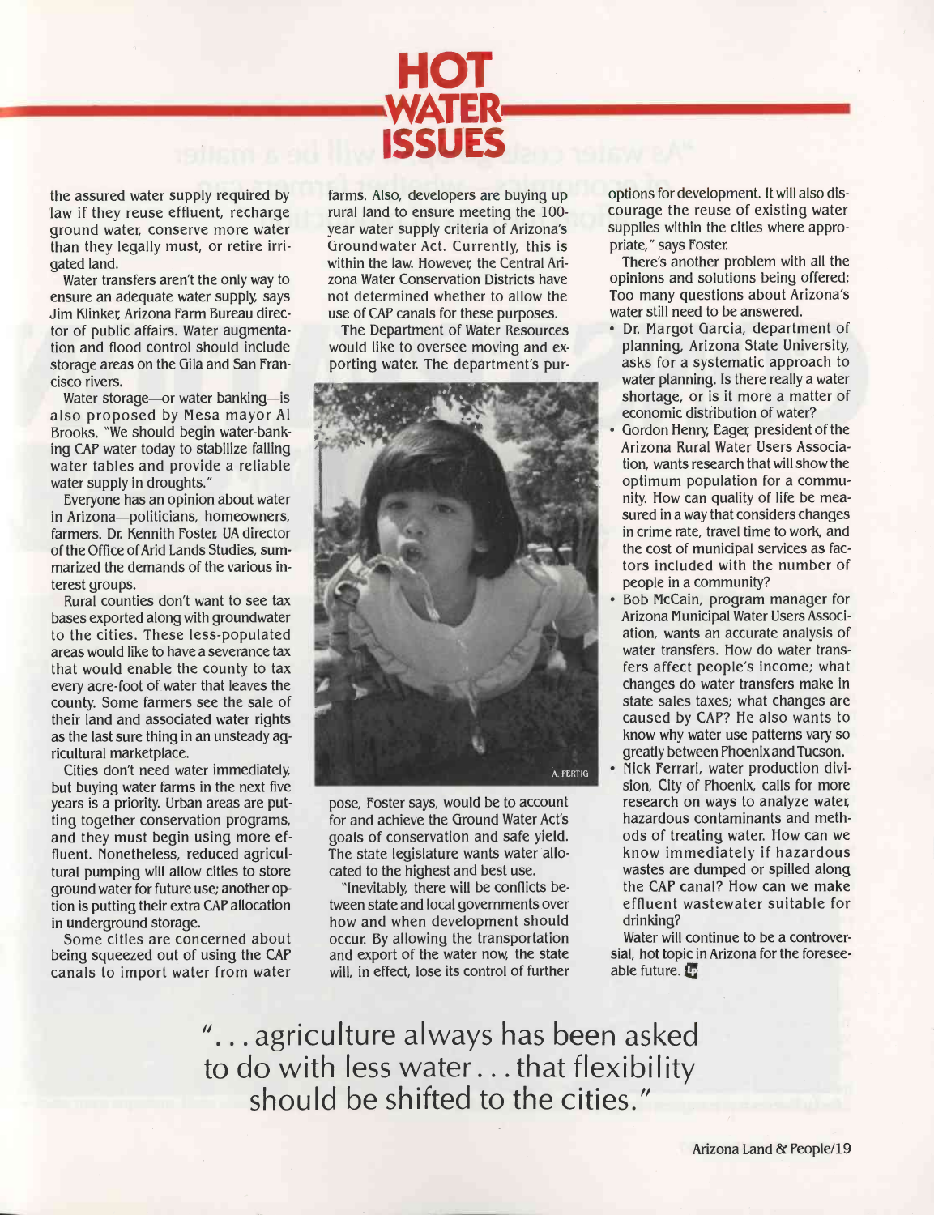the assured water supply required by law if they reuse effluent, recharge ground water, conserve more water than they legally must, or retire irrigated land.

Water transfers aren't the only way to ensure an adequate water supply, says Jim Klinker, Arizona Farm Bureau director of public affairs. Water augmentation and flood control should include storage areas on the Gila and San Francisco rivers.

Water storage—or water banking—is also proposed by Mesa mayor Al Brooks. "We should begin water-banking CAP water today to stabilize falling water tables and provide a reliable water supply in droughts."

Everyone has an opinion about water in Arizona—politicians, homeowners, farmers. Dr. Kennith Foster, UA director of the Office of Arid Lands Studies, summarized the demands of the various interest groups.

Rural counties don't want to see tax bases exported along with groundwater to the cities. These less-populated areas would like to have a severance tax that would enable the county to tax every acre-foot of water that leaves the county. Some farmers see the sale of their land and associated water rights as the last sure thing in an unsteady agricultural marketplace.

Cities don't need water immediately, but buying water farms in the next five years is a priority. Urban areas are putting together conservation programs, and they must begin using more effluent. Nonetheless, reduced agricultural pumping will allow cities to store ground water for future use; another option is putting their extra CAP allocation in underground storage.

Some cities are concerned about being squeezed out of using the CAP canals to import water from water farms. Also, developers are buying up rural land to ensure meeting the 100-year water supply criteria of Arizona's Groundwater Act. Currently, this is within the law. However, the Central Arizona Water Conservation Districts have not determined whether to allow the use of CAP canals for these purposes.

The Department of Water Resources would like to oversee moving and exporting water. The department's purpose, Foster says, would be to account for and achieve the Ground Water Act's goals of conservation and safe yield. The state legislature wants water allocated to the highest and best use.

"Inevitably, there will be conflicts between state and local governments over how and when development should occur. By allowing the transportation and export of the water now, the state will, in effect, lose its control of further options for development. It will also discourage the reuse of existing water supplies within the cities where appropriate," says Foster.

There's another problem with all the opinions and solutions being offered: Too many questions about Arizona's water still need to be answered.

- Dr. Margot Garcia, department of planning, Arizona State University, asks for a systematic approach to water planning. Is there really a water shortage, or is it more a matter of economic distribution of water?
- Gordon Henry, Eager, president of the Arizona Rural Water Users Association, wants research that will show the optimum population for a community. How can quality of life be measured in a way that considers changes in crime rate, travel time to work, and the cost of municipal services as factors included with the number of people in a community?
- Bob McCain, program manager for Arizona Municipal Water Users Association, wants an accurate analysis of water transfers. How do water transfers affect people's income; what changes do water transfers make in state sales taxes; what changes are caused by CAP? He also wants to know why water use patterns vary so greatly between Phoenix and Tucson.
- Nick Ferrari, water production division, City of Phoenix, calls for more research on ways to analyze water, hazardous contaminants and methods of treating water. How can we know immediately if hazardous wastes are dumped or spilled along the CAP canal? How can we make effluent wastewater suitable for drinking?

Water will continue to be a controversial, hot topic in Arizona for the foreseeable future.

A. FERTIG

"... agriculture always has been asked to do with less water ... that flexibility should be shifted to the cities."